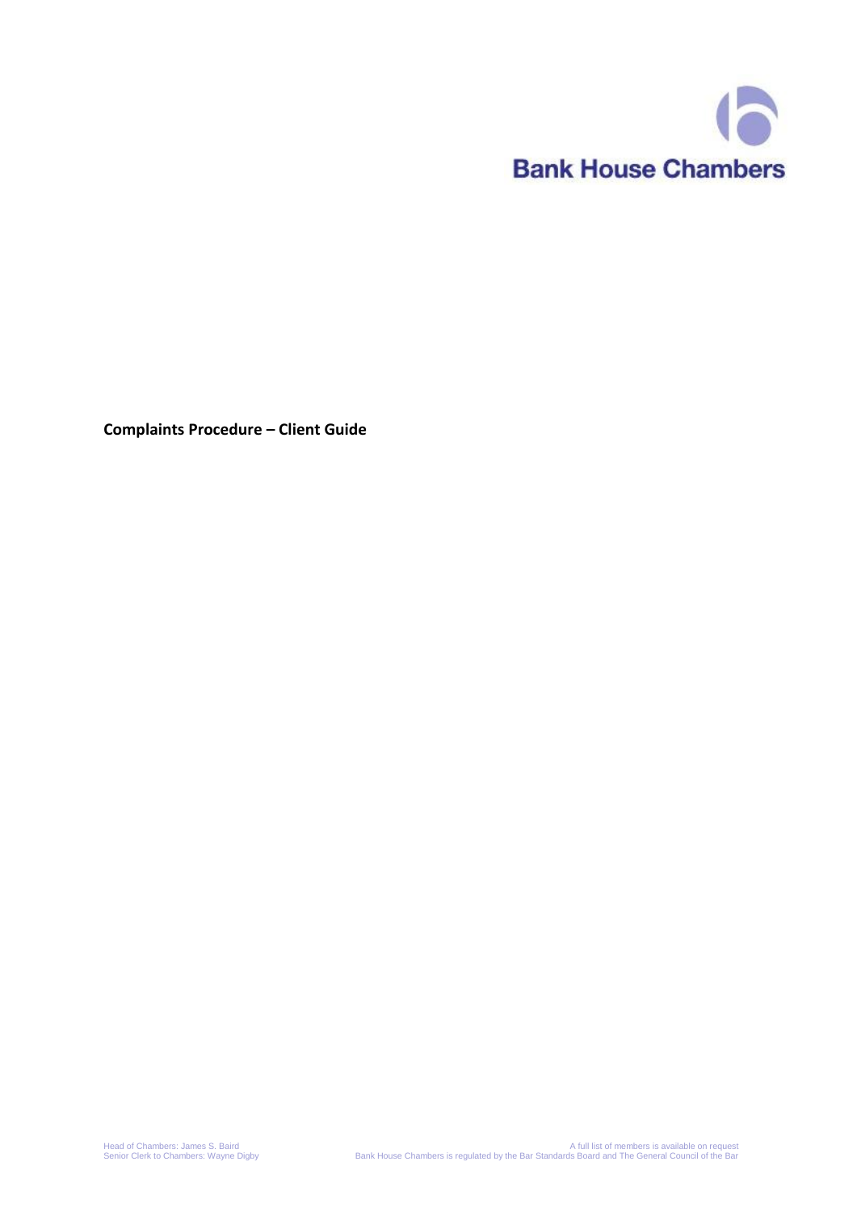Bank House Chambers

**Complaints Procedure – Client Guide**

Head of Chambers: James S. Baird
Senior Clerk to Chambers: Wayne Digby

A full list of members is available on request
Bank House Chambers is regulated by the Bar Standards Board and The General Council of the Bar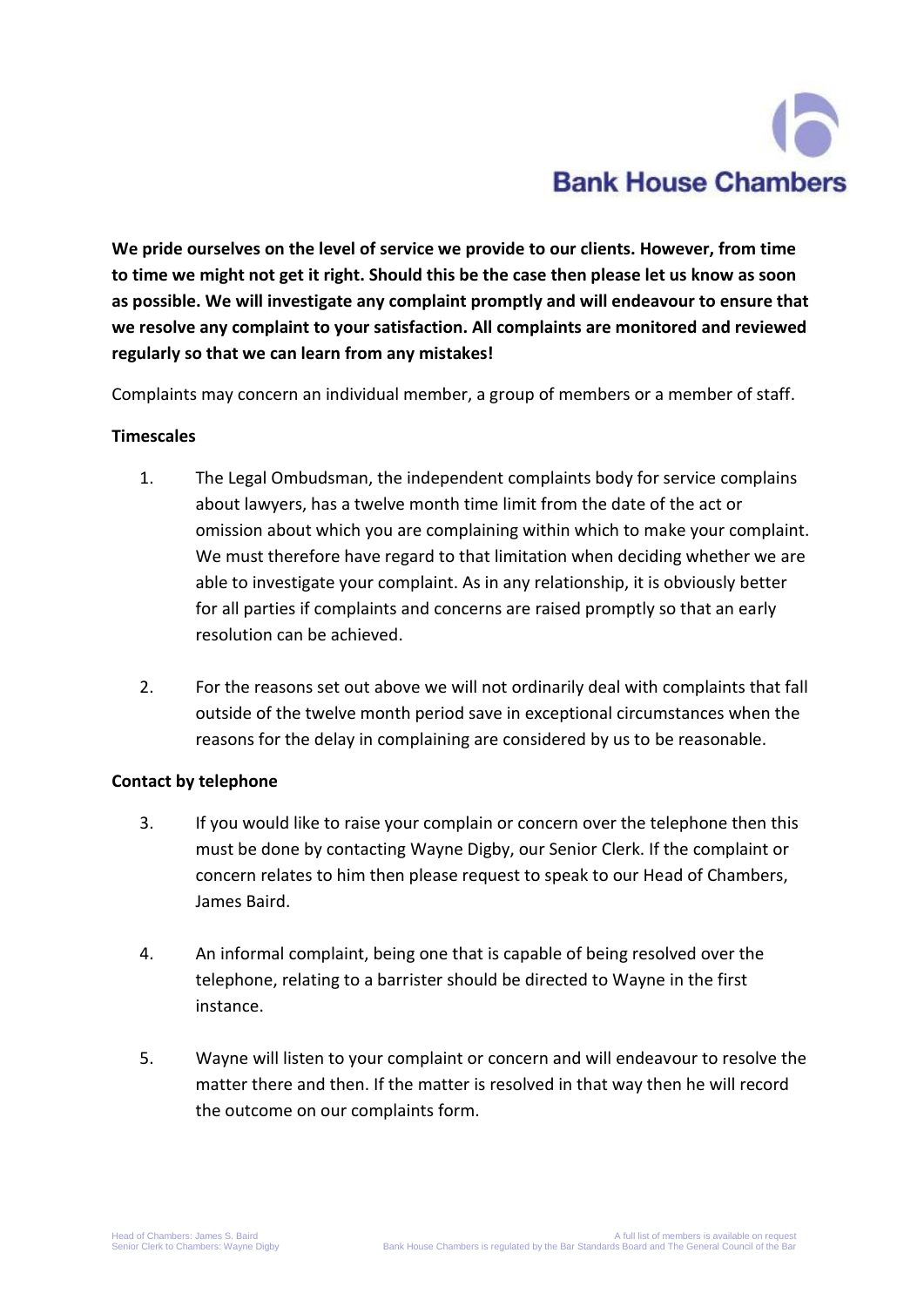**We pride ourselves on the level of service we provide to our clients. However, from time to time we might not get it right. Should this be the case then please let us know as soon as possible. We will investigate any complaint promptly and will endeavour to ensure that we resolve any complaint to your satisfaction. All complaints are monitored and reviewed regularly so that we can learn from any mistakes!**

Complaints may concern an individual member, a group of members or a member of staff.

**Timescales**

1. The Legal Ombudsman, the independent complaints body for service complains about lawyers, has a twelve month time limit from the date of the act or omission about which you are complaining within which to make your complaint. We must therefore have regard to that limitation when deciding whether we are able to investigate your complaint. As in any relationship, it is obviously better for all parties if complaints and concerns are raised promptly so that an early resolution can be achieved.

2. For the reasons set out above we will not ordinarily deal with complaints that fall outside of the twelve month period save in exceptional circumstances when the reasons for the delay in complaining are considered by us to be reasonable.

**Contact by telephone**

3. If you would like to raise your complain or concern over the telephone then this must be done by contacting Wayne Digby, our Senior Clerk. If the complaint or concern relates to him then please request to speak to our Head of Chambers, James Baird.

4. An informal complaint, being one that is capable of being resolved over the telephone, relating to a barrister should be directed to Wayne in the first instance.

5. Wayne will listen to your complaint or concern and will endeavour to resolve the matter there and then. If the matter is resolved in that way then he will record the outcome on our complaints form.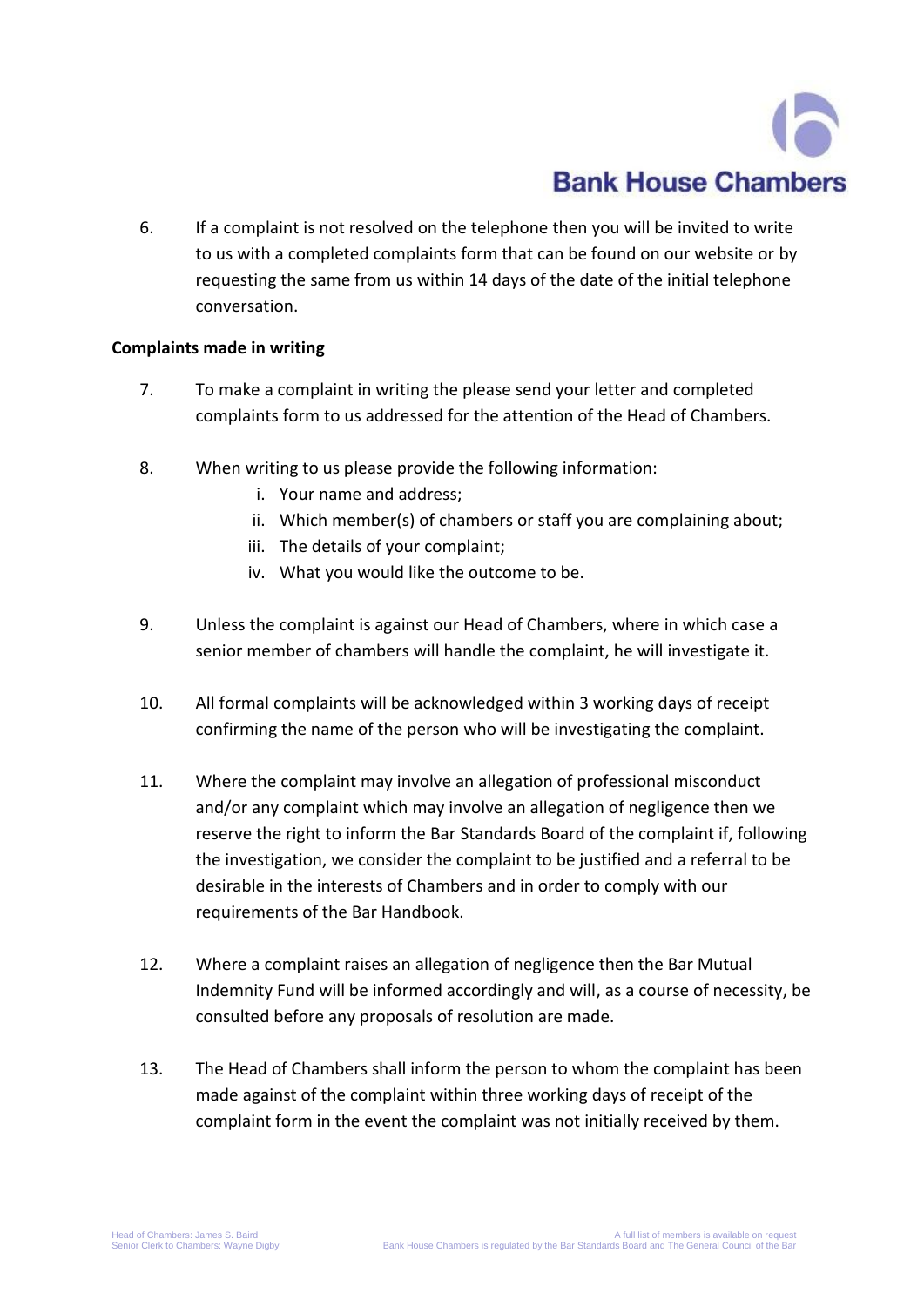6. If a complaint is not resolved on the telephone then you will be invited to write to us with a completed complaints form that can be found on our website or by requesting the same from us within 14 days of the date of the initial telephone conversation.

**Complaints made in writing**

7. To make a complaint in writing the please send your letter and completed complaints form to us addressed for the attention of the Head of Chambers.

8. When writing to us please provide the following information:
   i. Your name and address;
   ii. Which member(s) of chambers or staff you are complaining about;
   iii. The details of your complaint;
   iv. What you would like the outcome to be.

9. Unless the complaint is against our Head of Chambers, where in which case a senior member of chambers will handle the complaint, he will investigate it.

10. All formal complaints will be acknowledged within 3 working days of receipt confirming the name of the person who will be investigating the complaint.

11. Where the complaint may involve an allegation of professional misconduct and/or any complaint which may involve an allegation of negligence then we reserve the right to inform the Bar Standards Board of the complaint if, following the investigation, we consider the complaint to be justified and a referral to be desirable in the interests of Chambers and in order to comply with our requirements of the Bar Handbook.

12. Where a complaint raises an allegation of negligence then the Bar Mutual Indemnity Fund will be informed accordingly and will, as a course of necessity, be consulted before any proposals of resolution are made.

13. The Head of Chambers shall inform the person to whom the complaint has been made against of the complaint within three working days of receipt of the complaint form in the event the complaint was not initially received by them.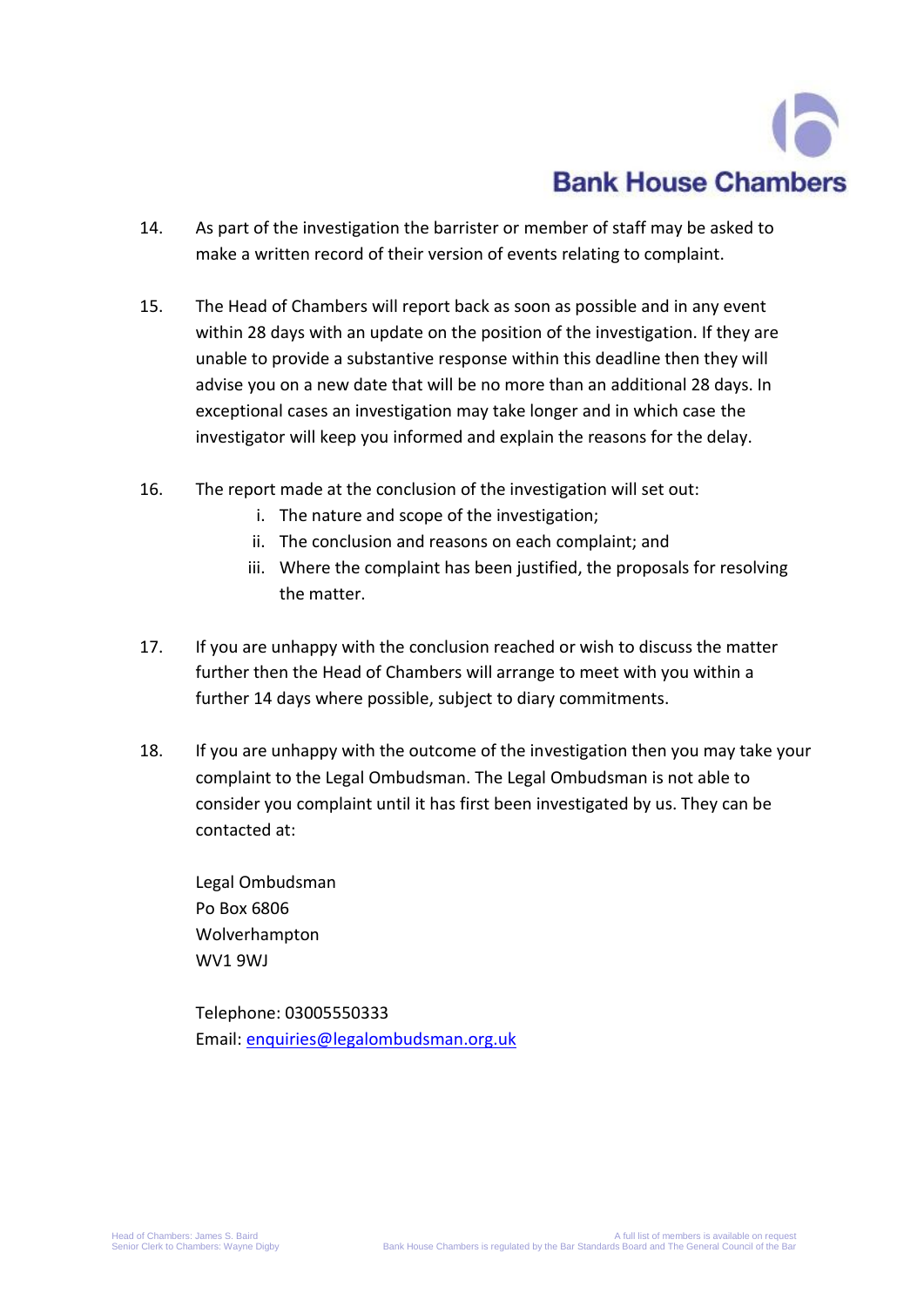14. As part of the investigation the barrister or member of staff may be asked to make a written record of their version of events relating to complaint.

15. The Head of Chambers will report back as soon as possible and in any event within 28 days with an update on the position of the investigation. If they are unable to provide a substantive response within this deadline then they will advise you on a new date that will be no more than an additional 28 days. In exceptional cases an investigation may take longer and in which case the investigator will keep you informed and explain the reasons for the delay.

16. The report made at the conclusion of the investigation will set out:
    i. The nature and scope of the investigation;
    ii. The conclusion and reasons on each complaint; and
    iii. Where the complaint has been justified, the proposals for resolving the matter.

17. If you are unhappy with the conclusion reached or wish to discuss the matter further then the Head of Chambers will arrange to meet with you within a further 14 days where possible, subject to diary commitments.

18. If you are unhappy with the outcome of the investigation then you may take your complaint to the Legal Ombudsman. The Legal Ombudsman is not able to consider you complaint until it has first been investigated by us. They can be contacted at:

    Legal Ombudsman
    Po Box 6806
    Wolverhampton
    WV1 9WJ

    Telephone: 03005550333
    Email: enquiries@legalombudsman.org.uk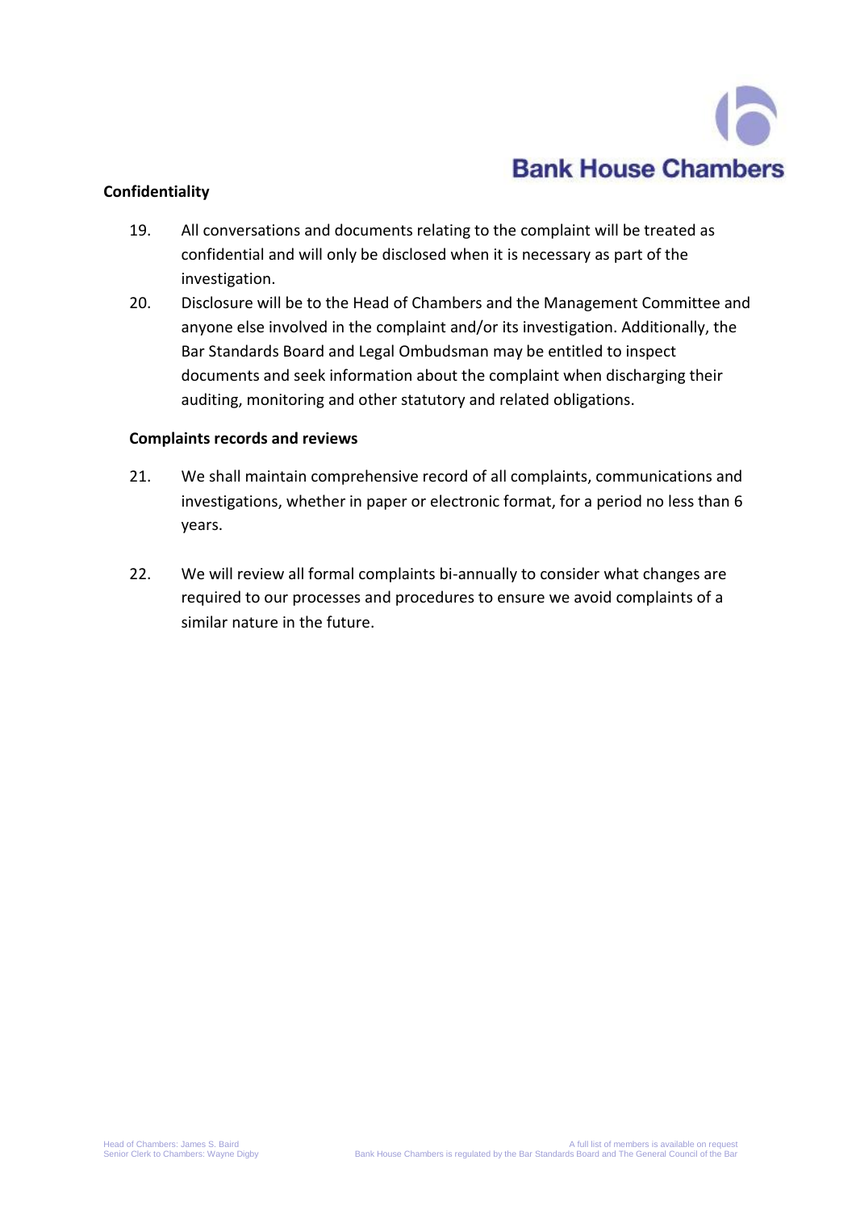## Confidentiality

19. All conversations and documents relating to the complaint will be treated as confidential and will only be disclosed when it is necessary as part of the investigation.

20. Disclosure will be to the Head of Chambers and the Management Committee and anyone else involved in the complaint and/or its investigation. Additionally, the Bar Standards Board and Legal Ombudsman may be entitled to inspect documents and seek information about the complaint when discharging their auditing, monitoring and other statutory and related obligations.

## Complaints records and reviews

21. We shall maintain comprehensive record of all complaints, communications and investigations, whether in paper or electronic format, for a period no less than 6 years.

22. We will review all formal complaints bi-annually to consider what changes are required to our processes and procedures to ensure we avoid complaints of a similar nature in the future.